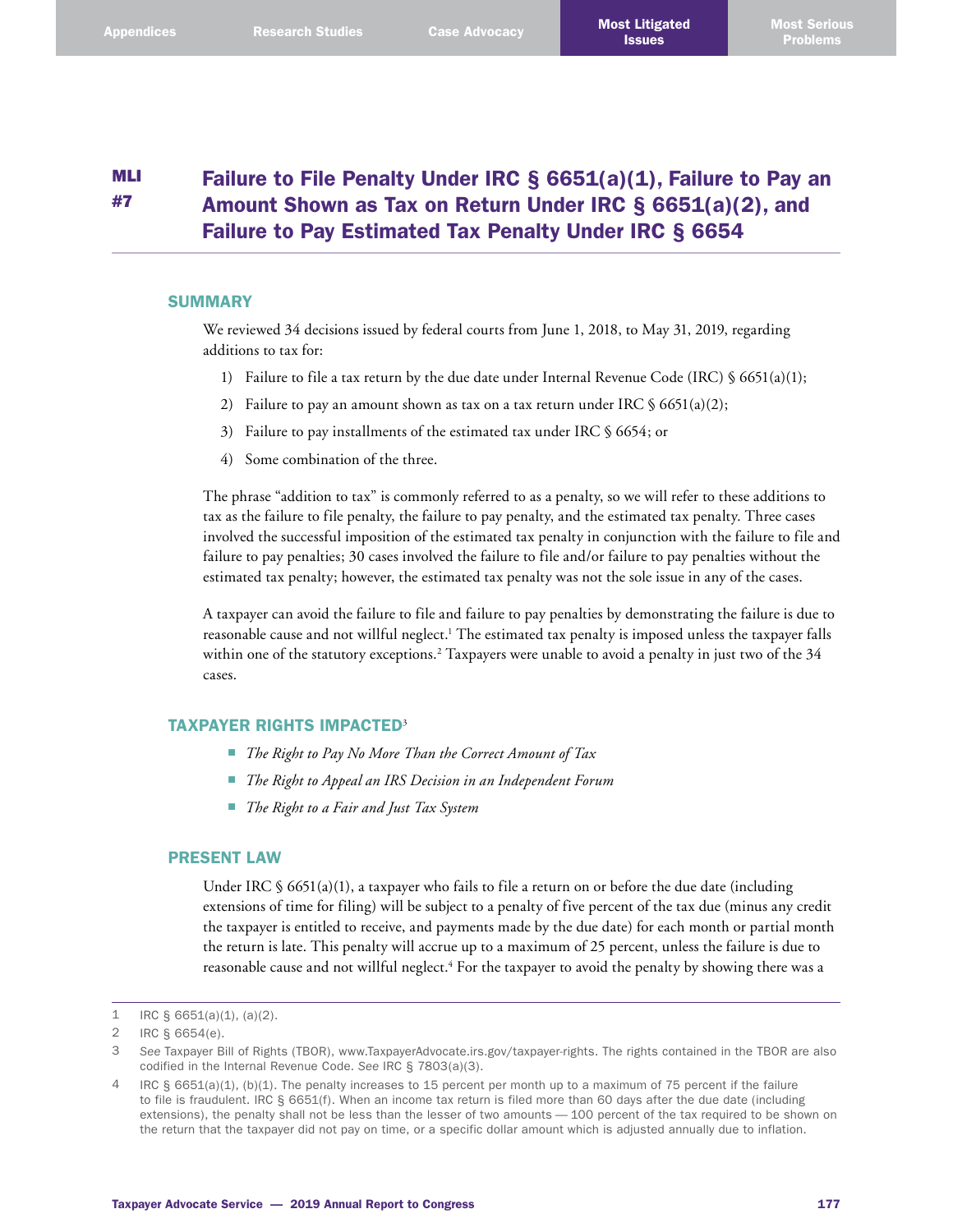# MLI #7 Failure to File Penalty Under IRC § 6651(a)(1), Failure to Pay an Amount Shown as Tax on Return Under IRC § 6651(a)(2), and Failure to Pay Estimated Tax Penalty Under IRC § 6654

## SUMMARY

We reviewed 34 decisions issued by federal courts from June 1, 2018, to May 31, 2019, regarding additions to tax for:

1) Failure to file a tax return by the due date under Internal Revenue Code (IRC) § 6651(a)(1);
2) Failure to pay an amount shown as tax on a tax return under IRC § 6651(a)(2);
3) Failure to pay installments of the estimated tax under IRC § 6654; or
4) Some combination of the three.

The phrase "addition to tax" is commonly referred to as a penalty, so we will refer to these additions to tax as the failure to file penalty, the failure to pay penalty, and the estimated tax penalty. Three cases involved the successful imposition of the estimated tax penalty in conjunction with the failure to file and failure to pay penalties; 30 cases involved the failure to file and/or failure to pay penalties without the estimated tax penalty; however, the estimated tax penalty was not the sole issue in any of the cases.

A taxpayer can avoid the failure to file and failure to pay penalties by demonstrating the failure is due to reasonable cause and not willful neglect.[1] The estimated tax penalty is imposed unless the taxpayer falls within one of the statutory exceptions.[2] Taxpayers were unable to avoid a penalty in just two of the 34 cases.

## TAXPAYER RIGHTS IMPACTED[3]

- *The Right to Pay No More Than the Correct Amount of Tax*
- *The Right to Appeal an IRS Decision in an Independent Forum*
- *The Right to a Fair and Just Tax System*

## PRESENT LAW

Under IRC § 6651(a)(1), a taxpayer who fails to file a return on or before the due date (including extensions of time for filing) will be subject to a penalty of five percent of the tax due (minus any credit the taxpayer is entitled to receive, and payments made by the due date) for each month or partial month the return is late. This penalty will accrue up to a maximum of 25 percent, unless the failure is due to reasonable cause and not willful neglect.[4] For the taxpayer to avoid the penalty by showing there was a

---

1 IRC § 6651(a)(1), (a)(2).

2 IRC § 6654(e).

3 *See* Taxpayer Bill of Rights (TBOR), www.TaxpayerAdvocate.irs.gov/taxpayer-rights. The rights contained in the TBOR are also codified in the Internal Revenue Code. *See* IRC § 7803(a)(3).

4 IRC § 6651(a)(1), (b)(1). The penalty increases to 15 percent per month up to a maximum of 75 percent if the failure to file is fraudulent. IRC § 6651(f). When an income tax return is filed more than 60 days after the due date (including extensions), the penalty shall not be less than the lesser of two amounts — 100 percent of the tax required to be shown on the return that the taxpayer did not pay on time, or a specific dollar amount which is adjusted annually due to inflation.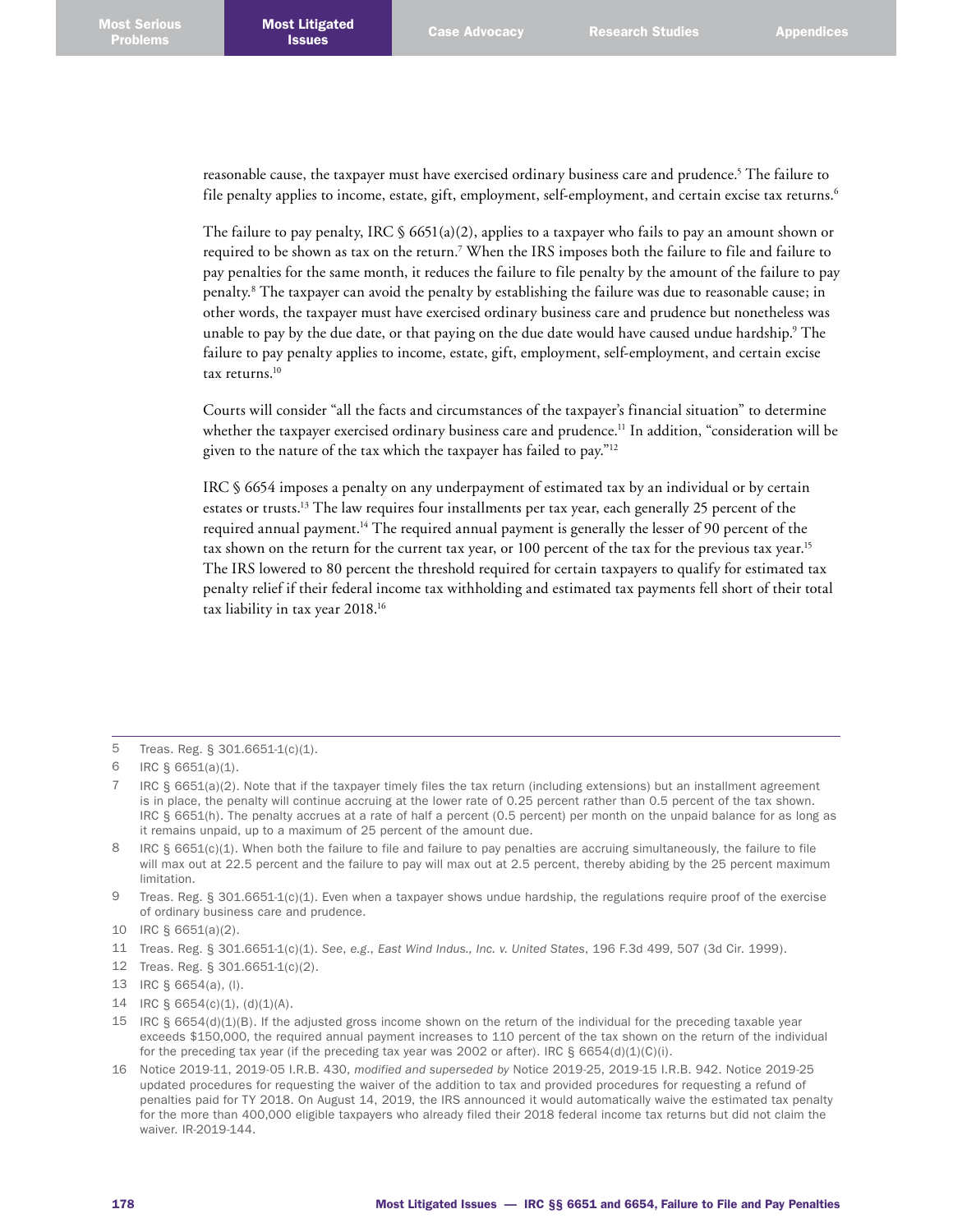reasonable cause, the taxpayer must have exercised ordinary business care and prudence.[5] The failure to file penalty applies to income, estate, gift, employment, self-employment, and certain excise tax returns.[6]

The failure to pay penalty, IRC § 6651(a)(2), applies to a taxpayer who fails to pay an amount shown or required to be shown as tax on the return.[7] When the IRS imposes both the failure to file and failure to pay penalties for the same month, it reduces the failure to file penalty by the amount of the failure to pay penalty.[8] The taxpayer can avoid the penalty by establishing the failure was due to reasonable cause; in other words, the taxpayer must have exercised ordinary business care and prudence but nonetheless was unable to pay by the due date, or that paying on the due date would have caused undue hardship.[9] The failure to pay penalty applies to income, estate, gift, employment, self-employment, and certain excise tax returns.[10]

Courts will consider "all the facts and circumstances of the taxpayer's financial situation" to determine whether the taxpayer exercised ordinary business care and prudence.[11] In addition, "consideration will be given to the nature of the tax which the taxpayer has failed to pay."[12]

IRC § 6654 imposes a penalty on any underpayment of estimated tax by an individual or by certain estates or trusts.[13] The law requires four installments per tax year, each generally 25 percent of the required annual payment.[14] The required annual payment is generally the lesser of 90 percent of the tax shown on the return for the current tax year, or 100 percent of the tax for the previous tax year.[15] The IRS lowered to 80 percent the threshold required for certain taxpayers to qualify for estimated tax penalty relief if their federal income tax withholding and estimated tax payments fell short of their total tax liability in tax year 2018.[16]

---

5 Treas. Reg. § 301.6651-1(c)(1).

6 IRC § 6651(a)(1).

7 IRC § 6651(a)(2). Note that if the taxpayer timely files the tax return (including extensions) but an installment agreement is in place, the penalty will continue accruing at the lower rate of 0.25 percent rather than 0.5 percent of the tax shown. IRC § 6651(h). The penalty accrues at a rate of half a percent (0.5 percent) per month on the unpaid balance for as long as it remains unpaid, up to a maximum of 25 percent of the amount due.

8 IRC § 6651(c)(1). When both the failure to file and failure to pay penalties are accruing simultaneously, the failure to file will max out at 22.5 percent and the failure to pay will max out at 2.5 percent, thereby abiding by the 25 percent maximum limitation.

9 Treas. Reg. § 301.6651-1(c)(1). Even when a taxpayer shows undue hardship, the regulations require proof of the exercise of ordinary business care and prudence.

10 IRC § 6651(a)(2).

11 Treas. Reg. § 301.6651-1(c)(1). *See*, *e.g.*, *East Wind Indus., Inc. v. United States*, 196 F.3d 499, 507 (3d Cir. 1999).

12 Treas. Reg. § 301.6651-1(c)(2).

13 IRC § 6654(a), (l).

14 IRC § 6654(c)(1), (d)(1)(A).

15 IRC § 6654(d)(1)(B). If the adjusted gross income shown on the return of the individual for the preceding taxable year exceeds $150,000, the required annual payment increases to 110 percent of the tax shown on the return of the individual for the preceding tax year (if the preceding tax year was 2002 or after). IRC § 6654(d)(1)(C)(i).

16 Notice 2019-11, 2019-05 I.R.B. 430, *modified and superseded by* Notice 2019-25, 2019-15 I.R.B. 942. Notice 2019-25 updated procedures for requesting the waiver of the addition to tax and provided procedures for requesting a refund of penalties paid for TY 2018. On August 14, 2019, the IRS announced it would automatically waive the estimated tax penalty for the more than 400,000 eligible taxpayers who already filed their 2018 federal income tax returns but did not claim the waiver. IR-2019-144.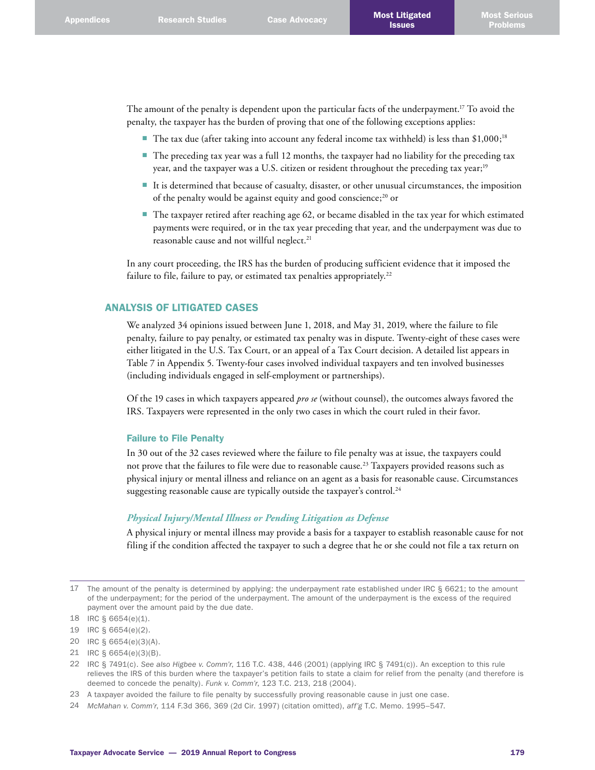The amount of the penalty is dependent upon the particular facts of the underpayment.[17] To avoid the penalty, the taxpayer has the burden of proving that one of the following exceptions applies:

- The tax due (after taking into account any federal income tax withheld) is less than $1,000;[18]
- The preceding tax year was a full 12 months, the taxpayer had no liability for the preceding tax year, and the taxpayer was a U.S. citizen or resident throughout the preceding tax year;[19]
- It is determined that because of casualty, disaster, or other unusual circumstances, the imposition of the penalty would be against equity and good conscience;[20] or
- The taxpayer retired after reaching age 62, or became disabled in the tax year for which estimated payments were required, or in the tax year preceding that year, and the underpayment was due to reasonable cause and not willful neglect.[21]

In any court proceeding, the IRS has the burden of producing sufficient evidence that it imposed the failure to file, failure to pay, or estimated tax penalties appropriately.[22]

## ANALYSIS OF LITIGATED CASES

We analyzed 34 opinions issued between June 1, 2018, and May 31, 2019, where the failure to file penalty, failure to pay penalty, or estimated tax penalty was in dispute. Twenty-eight of these cases were either litigated in the U.S. Tax Court, or an appeal of a Tax Court decision. A detailed list appears in Table 7 in Appendix 5. Twenty-four cases involved individual taxpayers and ten involved businesses (including individuals engaged in self-employment or partnerships).

Of the 19 cases in which taxpayers appeared *pro se* (without counsel), the outcomes always favored the IRS. Taxpayers were represented in the only two cases in which the court ruled in their favor.

### Failure to File Penalty

In 30 out of the 32 cases reviewed where the failure to file penalty was at issue, the taxpayers could not prove that the failures to file were due to reasonable cause.[23] Taxpayers provided reasons such as physical injury or mental illness and reliance on an agent as a basis for reasonable cause. Circumstances suggesting reasonable cause are typically outside the taxpayer's control.[24]

#### *Physical Injury/Mental Illness or Pending Litigation as Defense*

A physical injury or mental illness may provide a basis for a taxpayer to establish reasonable cause for not filing if the condition affected the taxpayer to such a degree that he or she could not file a tax return on

---

17 The amount of the penalty is determined by applying: the underpayment rate established under IRC § 6621; to the amount of the underpayment; for the period of the underpayment. The amount of the underpayment is the excess of the required payment over the amount paid by the due date.

18 IRC § 6654(e)(1).

19 IRC § 6654(e)(2).

20 IRC § 6654(e)(3)(A).

21 IRC § 6654(e)(3)(B).

22 IRC § 7491(c). *See also Higbee v. Comm'r*, 116 T.C. 438, 446 (2001) (applying IRC § 7491(c)). An exception to this rule relieves the IRS of this burden where the taxpayer's petition fails to state a claim for relief from the penalty (and therefore is deemed to concede the penalty). *Funk v. Comm'r*, 123 T.C. 213, 218 (2004).

23 A taxpayer avoided the failure to file penalty by successfully proving reasonable cause in just one case.

24 *McMahan v. Comm'r*, 114 F.3d 366, 369 (2d Cir. 1997) (citation omitted), *aff'g* T.C. Memo. 1995–547.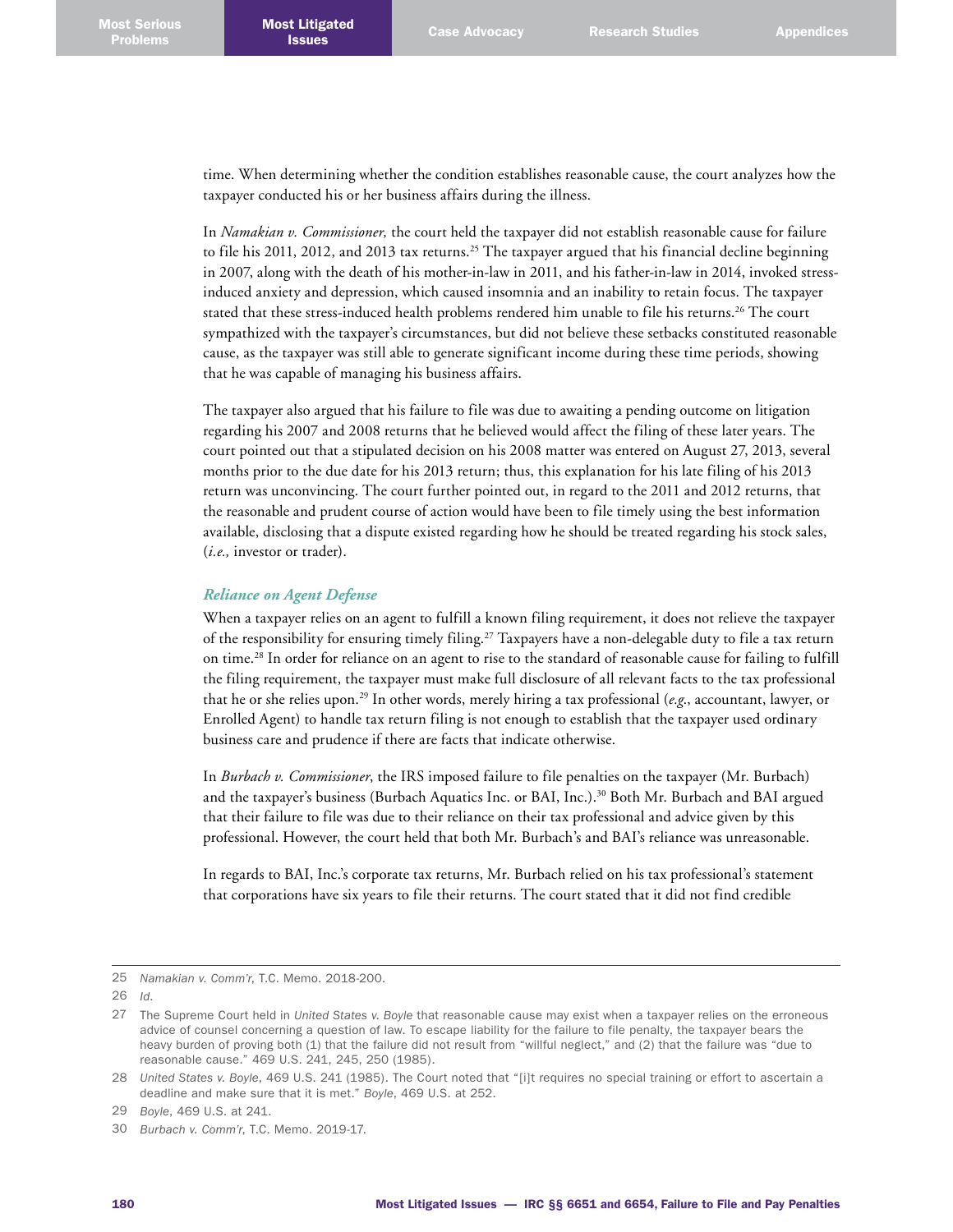time. When determining whether the condition establishes reasonable cause, the court analyzes how the taxpayer conducted his or her business affairs during the illness.

In *Namakian v. Commissioner,* the court held the taxpayer did not establish reasonable cause for failure to file his 2011, 2012, and 2013 tax returns.[25] The taxpayer argued that his financial decline beginning in 2007, along with the death of his mother-in-law in 2011, and his father-in-law in 2014, invoked stress-induced anxiety and depression, which caused insomnia and an inability to retain focus. The taxpayer stated that these stress-induced health problems rendered him unable to file his returns.[26] The court sympathized with the taxpayer's circumstances, but did not believe these setbacks constituted reasonable cause, as the taxpayer was still able to generate significant income during these time periods, showing that he was capable of managing his business affairs.

The taxpayer also argued that his failure to file was due to awaiting a pending outcome on litigation regarding his 2007 and 2008 returns that he believed would affect the filing of these later years. The court pointed out that a stipulated decision on his 2008 matter was entered on August 27, 2013, several months prior to the due date for his 2013 return; thus, this explanation for his late filing of his 2013 return was unconvincing. The court further pointed out, in regard to the 2011 and 2012 returns, that the reasonable and prudent course of action would have been to file timely using the best information available, disclosing that a dispute existed regarding how he should be treated regarding his stock sales, (*i.e.,* investor or trader).

### *Reliance on Agent Defense*

When a taxpayer relies on an agent to fulfill a known filing requirement, it does not relieve the taxpayer of the responsibility for ensuring timely filing.[27] Taxpayers have a non-delegable duty to file a tax return on time.[28] In order for reliance on an agent to rise to the standard of reasonable cause for failing to fulfill the filing requirement, the taxpayer must make full disclosure of all relevant facts to the tax professional that he or she relies upon.[29] In other words, merely hiring a tax professional (*e.g.*, accountant, lawyer, or Enrolled Agent) to handle tax return filing is not enough to establish that the taxpayer used ordinary business care and prudence if there are facts that indicate otherwise.

In *Burbach v. Commissioner*, the IRS imposed failure to file penalties on the taxpayer (Mr. Burbach) and the taxpayer's business (Burbach Aquatics Inc. or BAI, Inc.).[30] Both Mr. Burbach and BAI argued that their failure to file was due to their reliance on their tax professional and advice given by this professional. However, the court held that both Mr. Burbach's and BAI's reliance was unreasonable.

In regards to BAI, Inc.'s corporate tax returns, Mr. Burbach relied on his tax professional's statement that corporations have six years to file their returns. The court stated that it did not find credible

---

25 *Namakian v. Comm'r*, T.C. Memo. 2018-200.

26 *Id*.

27 The Supreme Court held in *United States v. Boyle* that reasonable cause may exist when a taxpayer relies on the erroneous advice of counsel concerning a question of law. To escape liability for the failure to file penalty, the taxpayer bears the heavy burden of proving both (1) that the failure did not result from "willful neglect," and (2) that the failure was "due to reasonable cause." 469 U.S. 241, 245, 250 (1985).

28 *United States v. Boyle*, 469 U.S. 241 (1985). The Court noted that "[i]t requires no special training or effort to ascertain a deadline and make sure that it is met." *Boyle*, 469 U.S. at 252.

29 *Boyle*, 469 U.S. at 241.

30 *Burbach v. Comm'r*, T.C. Memo. 2019-17.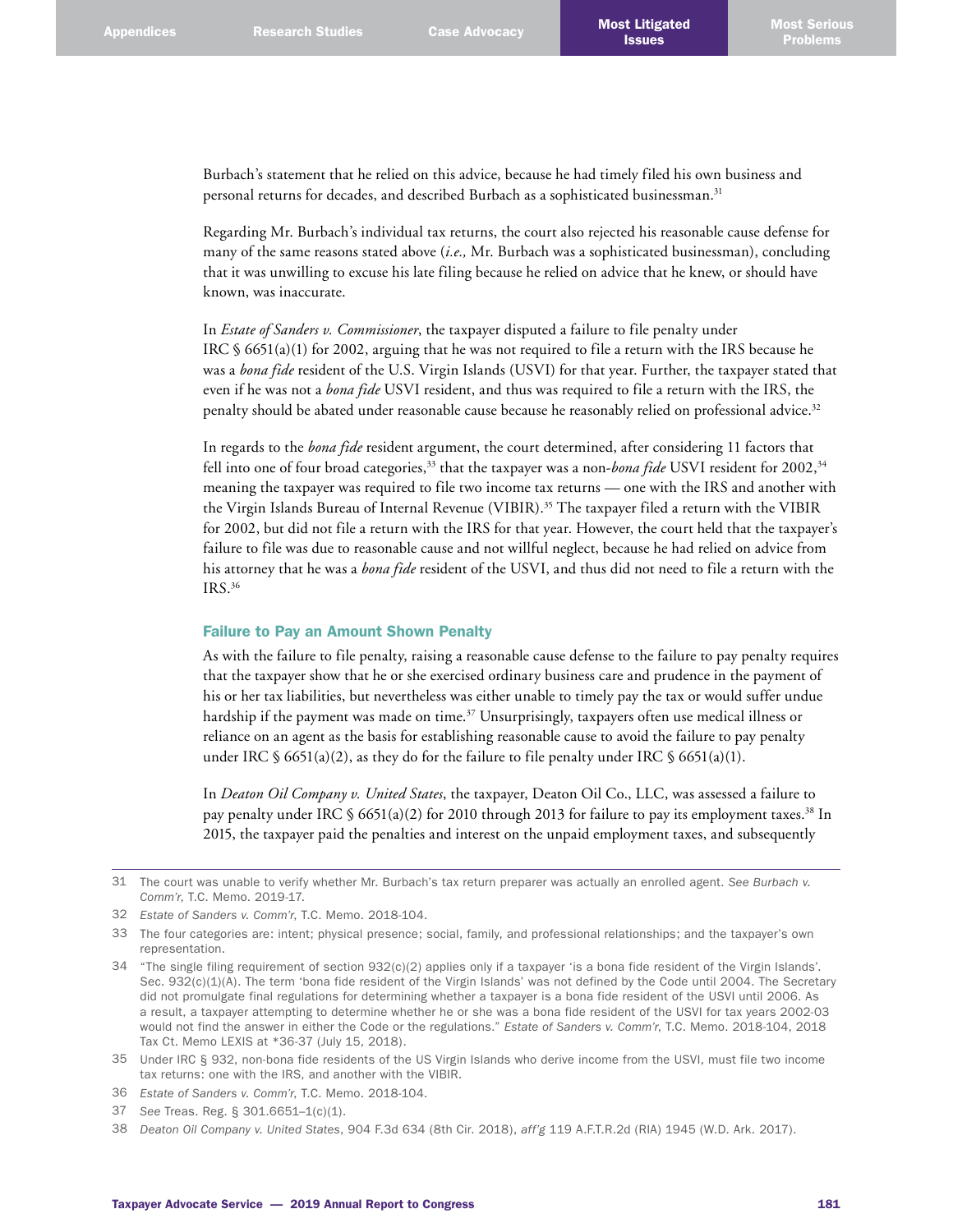Burbach's statement that he relied on this advice, because he had timely filed his own business and personal returns for decades, and described Burbach as a sophisticated businessman.[31]

Regarding Mr. Burbach's individual tax returns, the court also rejected his reasonable cause defense for many of the same reasons stated above (*i.e.,* Mr. Burbach was a sophisticated businessman), concluding that it was unwilling to excuse his late filing because he relied on advice that he knew, or should have known, was inaccurate.

In *Estate of Sanders v. Commissioner*, the taxpayer disputed a failure to file penalty under IRC § 6651(a)(1) for 2002, arguing that he was not required to file a return with the IRS because he was a *bona fide* resident of the U.S. Virgin Islands (USVI) for that year. Further, the taxpayer stated that even if he was not a *bona fide* USVI resident, and thus was required to file a return with the IRS, the penalty should be abated under reasonable cause because he reasonably relied on professional advice.[32]

In regards to the *bona fide* resident argument, the court determined, after considering 11 factors that fell into one of four broad categories,[33] that the taxpayer was a non-*bona fide* USVI resident for 2002,[34] meaning the taxpayer was required to file two income tax returns — one with the IRS and another with the Virgin Islands Bureau of Internal Revenue (VIBIR).[35] The taxpayer filed a return with the VIBIR for 2002, but did not file a return with the IRS for that year. However, the court held that the taxpayer's failure to file was due to reasonable cause and not willful neglect, because he had relied on advice from his attorney that he was a *bona fide* resident of the USVI, and thus did not need to file a return with the IRS.[36]

### Failure to Pay an Amount Shown Penalty

As with the failure to file penalty, raising a reasonable cause defense to the failure to pay penalty requires that the taxpayer show that he or she exercised ordinary business care and prudence in the payment of his or her tax liabilities, but nevertheless was either unable to timely pay the tax or would suffer undue hardship if the payment was made on time.[37] Unsurprisingly, taxpayers often use medical illness or reliance on an agent as the basis for establishing reasonable cause to avoid the failure to pay penalty under IRC § 6651(a)(2), as they do for the failure to file penalty under IRC § 6651(a)(1).

In *Deaton Oil Company v. United States*, the taxpayer, Deaton Oil Co., LLC, was assessed a failure to pay penalty under IRC § 6651(a)(2) for 2010 through 2013 for failure to pay its employment taxes.[38] In 2015, the taxpayer paid the penalties and interest on the unpaid employment taxes, and subsequently

---

31 The court was unable to verify whether Mr. Burbach's tax return preparer was actually an enrolled agent. *See Burbach v. Comm'r*, T.C. Memo. 2019-17.

32 *Estate of Sanders v. Comm'r*, T.C. Memo. 2018-104.

33 The four categories are: intent; physical presence; social, family, and professional relationships; and the taxpayer's own representation.

34 "The single filing requirement of section 932(c)(2) applies only if a taxpayer 'is a bona fide resident of the Virgin Islands'. Sec. 932(c)(1)(A). The term 'bona fide resident of the Virgin Islands' was not defined by the Code until 2004. The Secretary did not promulgate final regulations for determining whether a taxpayer is a bona fide resident of the USVI until 2006. As a result, a taxpayer attempting to determine whether he or she was a bona fide resident of the USVI for tax years 2002-03 would not find the answer in either the Code or the regulations." *Estate of Sanders v. Comm'r*, T.C. Memo. 2018-104, 2018 Tax Ct. Memo LEXIS at *36-37 (July 15, 2018).

35 Under IRC § 932, non-bona fide residents of the US Virgin Islands who derive income from the USVI, must file two income tax returns: one with the IRS, and another with the VIBIR.

36 *Estate of Sanders v. Comm'r*, T.C. Memo. 2018-104.

37 *See* Treas. Reg. § 301.6651–1(c)(1).

38 *Deaton Oil Company v. United States*, 904 F.3d 634 (8th Cir. 2018), *aff'g* 119 A.F.T.R.2d (RIA) 1945 (W.D. Ark. 2017).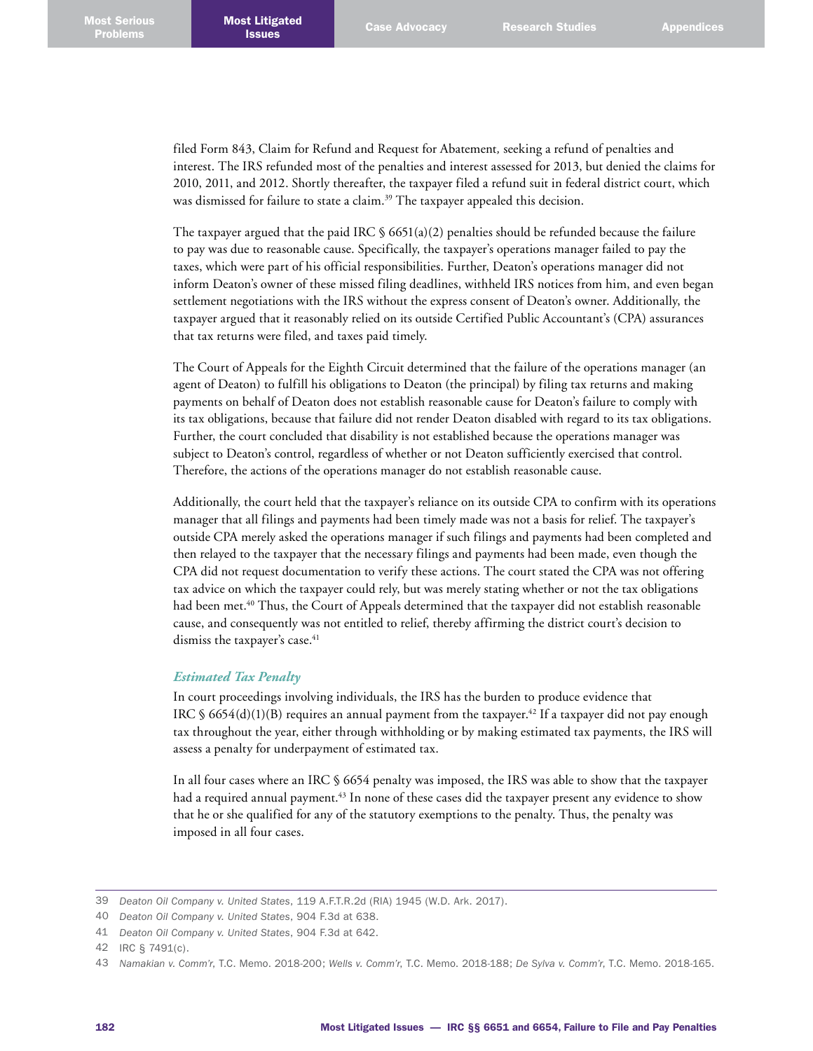filed Form 843, Claim for Refund and Request for Abatement, seeking a refund of penalties and interest. The IRS refunded most of the penalties and interest assessed for 2013, but denied the claims for 2010, 2011, and 2012. Shortly thereafter, the taxpayer filed a refund suit in federal district court, which was dismissed for failure to state a claim.[39] The taxpayer appealed this decision.

The taxpayer argued that the paid IRC § 6651(a)(2) penalties should be refunded because the failure to pay was due to reasonable cause. Specifically, the taxpayer's operations manager failed to pay the taxes, which were part of his official responsibilities. Further, Deaton's operations manager did not inform Deaton's owner of these missed filing deadlines, withheld IRS notices from him, and even began settlement negotiations with the IRS without the express consent of Deaton's owner. Additionally, the taxpayer argued that it reasonably relied on its outside Certified Public Accountant's (CPA) assurances that tax returns were filed, and taxes paid timely.

The Court of Appeals for the Eighth Circuit determined that the failure of the operations manager (an agent of Deaton) to fulfill his obligations to Deaton (the principal) by filing tax returns and making payments on behalf of Deaton does not establish reasonable cause for Deaton's failure to comply with its tax obligations, because that failure did not render Deaton disabled with regard to its tax obligations. Further, the court concluded that disability is not established because the operations manager was subject to Deaton's control, regardless of whether or not Deaton sufficiently exercised that control. Therefore, the actions of the operations manager do not establish reasonable cause.

Additionally, the court held that the taxpayer's reliance on its outside CPA to confirm with its operations manager that all filings and payments had been timely made was not a basis for relief. The taxpayer's outside CPA merely asked the operations manager if such filings and payments had been completed and then relayed to the taxpayer that the necessary filings and payments had been made, even though the CPA did not request documentation to verify these actions. The court stated the CPA was not offering tax advice on which the taxpayer could rely, but was merely stating whether or not the tax obligations had been met.[40] Thus, the Court of Appeals determined that the taxpayer did not establish reasonable cause, and consequently was not entitled to relief, thereby affirming the district court's decision to dismiss the taxpayer's case.[41]

### *Estimated Tax Penalty*

In court proceedings involving individuals, the IRS has the burden to produce evidence that IRC § 6654(d)(1)(B) requires an annual payment from the taxpayer.[42] If a taxpayer did not pay enough tax throughout the year, either through withholding or by making estimated tax payments, the IRS will assess a penalty for underpayment of estimated tax.

In all four cases where an IRC § 6654 penalty was imposed, the IRS was able to show that the taxpayer had a required annual payment.[43] In none of these cases did the taxpayer present any evidence to show that he or she qualified for any of the statutory exemptions to the penalty. Thus, the penalty was imposed in all four cases.

---

39 *Deaton Oil Company v. United States*, 119 A.F.T.R.2d (RIA) 1945 (W.D. Ark. 2017).

40 *Deaton Oil Company v. United States*, 904 F.3d at 638.

41 *Deaton Oil Company v. United States*, 904 F.3d at 642.

42 IRC § 7491(c).

43 *Namakian v. Comm'r*, T.C. Memo. 2018-200; *Wells v. Comm'r*, T.C. Memo. 2018-188; *De Sylva v. Comm'r*, T.C. Memo. 2018-165.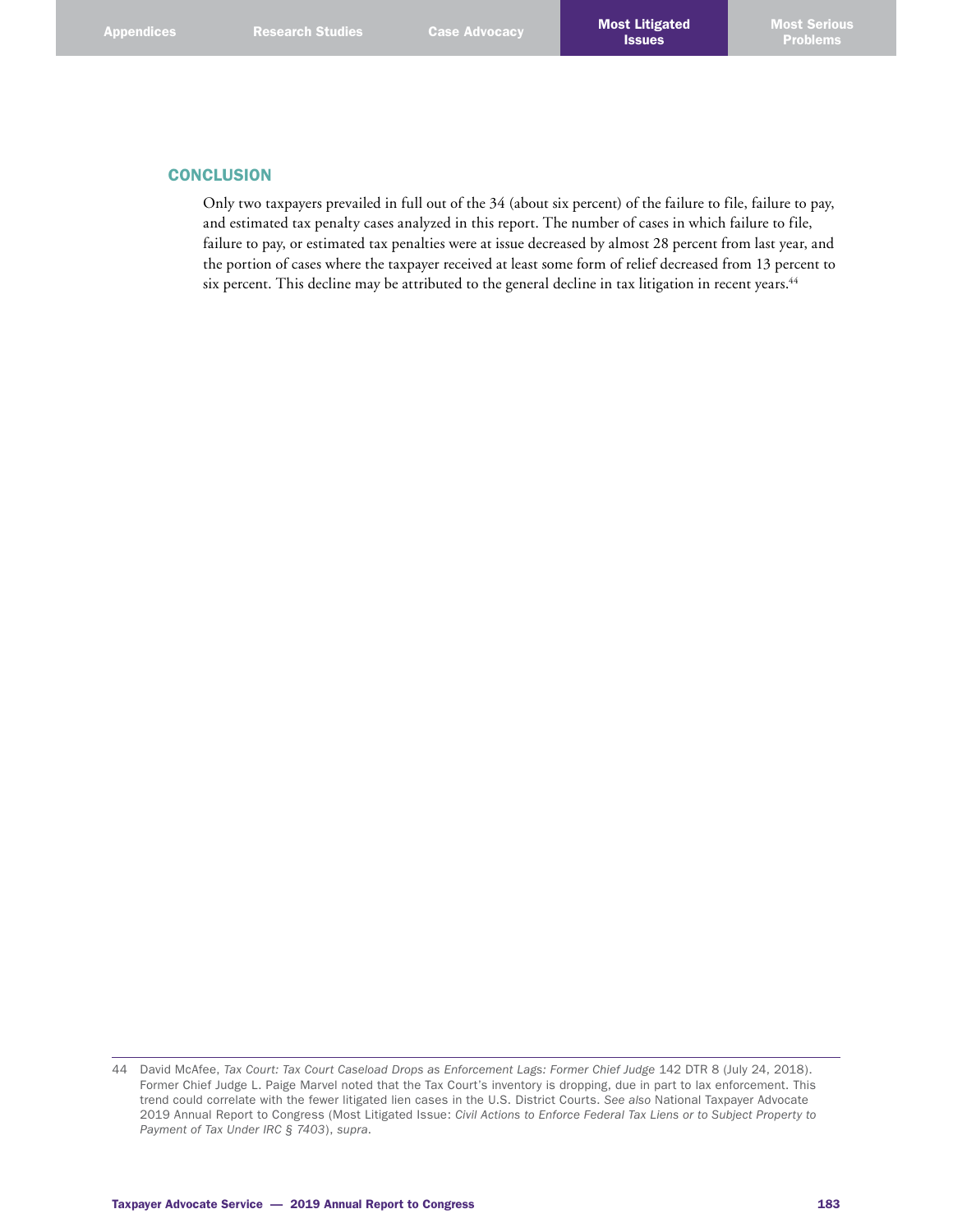## CONCLUSION

Only two taxpayers prevailed in full out of the 34 (about six percent) of the failure to file, failure to pay, and estimated tax penalty cases analyzed in this report. The number of cases in which failure to file, failure to pay, or estimated tax penalties were at issue decreased by almost 28 percent from last year, and the portion of cases where the taxpayer received at least some form of relief decreased from 13 percent to six percent. This decline may be attributed to the general decline in tax litigation in recent years.[44]

---

44 David McAfee, *Tax Court: Tax Court Caseload Drops as Enforcement Lags: Former Chief Judge* 142 DTR 8 (July 24, 2018). Former Chief Judge L. Paige Marvel noted that the Tax Court's inventory is dropping, due in part to lax enforcement. This trend could correlate with the fewer litigated lien cases in the U.S. District Courts. *See also* National Taxpayer Advocate 2019 Annual Report to Congress (Most Litigated Issue: *Civil Actions to Enforce Federal Tax Liens or to Subject Property to Payment of Tax Under IRC § 7403*), *supra*.